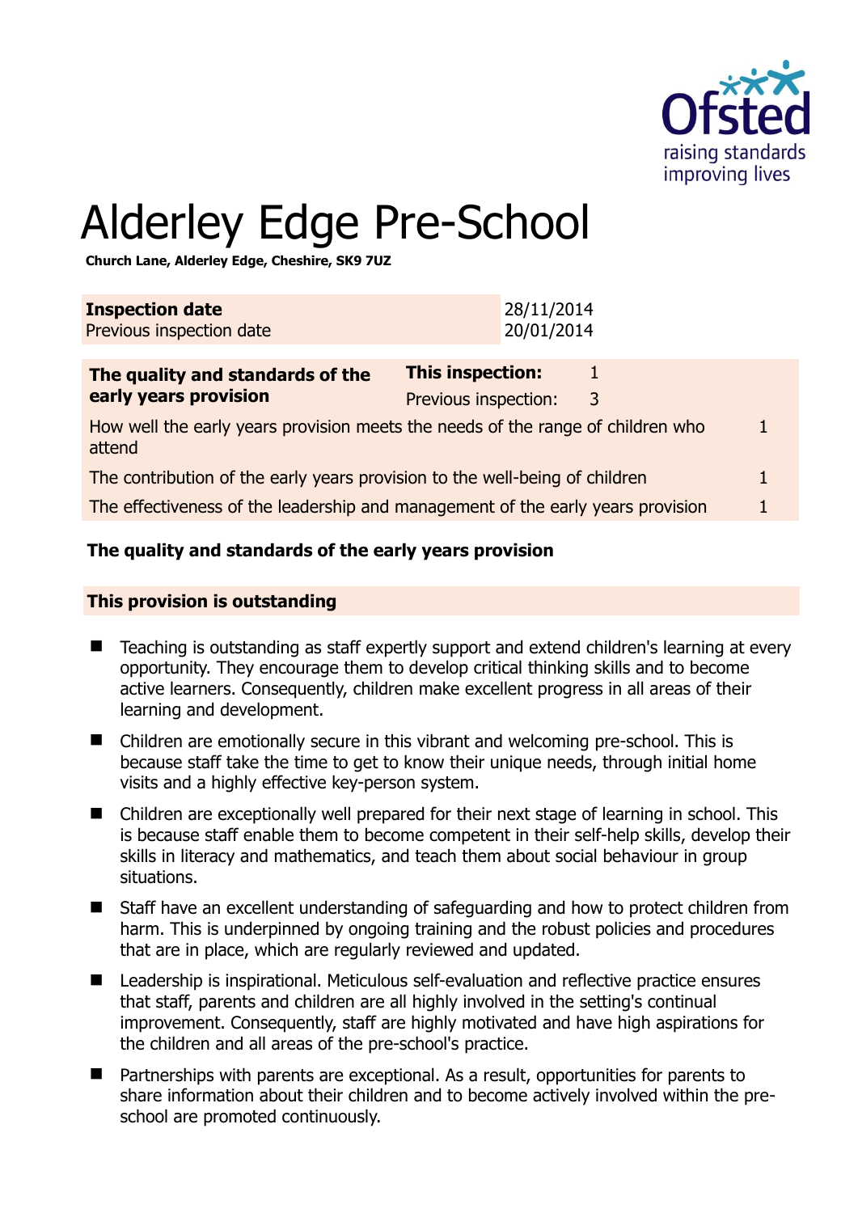# Alderley Edge Pre-School

**Church Lane, Alderley Edge, Cheshire, SK9 7UZ**

| **Inspection date** | 28/11/2014 |
|---|---|
| Previous inspection date | 20/01/2014 |

| **The quality and standards of the early years provision** | **This inspection:** | 1 |
|---|---|---|
| | Previous inspection: | 3 |
| How well the early years provision meets the needs of the range of children who attend | | 1 |
| The contribution of the early years provision to the well-being of children | | 1 |
| The effectiveness of the leadership and management of the early years provision | | 1 |

## The quality and standards of the early years provision

### This provision is outstanding

- Teaching is outstanding as staff expertly support and extend children's learning at every opportunity. They encourage them to develop critical thinking skills and to become active learners. Consequently, children make excellent progress in all areas of their learning and development.
- Children are emotionally secure in this vibrant and welcoming pre-school. This is because staff take the time to get to know their unique needs, through initial home visits and a highly effective key-person system.
- Children are exceptionally well prepared for their next stage of learning in school. This is because staff enable them to become competent in their self-help skills, develop their skills in literacy and mathematics, and teach them about social behaviour in group situations.
- Staff have an excellent understanding of safeguarding and how to protect children from harm. This is underpinned by ongoing training and the robust policies and procedures that are in place, which are regularly reviewed and updated.
- Leadership is inspirational. Meticulous self-evaluation and reflective practice ensures that staff, parents and children are all highly involved in the setting's continual improvement. Consequently, staff are highly motivated and have high aspirations for the children and all areas of the pre-school's practice.
- Partnerships with parents are exceptional. As a result, opportunities for parents to share information about their children and to become actively involved within the pre-school are promoted continuously.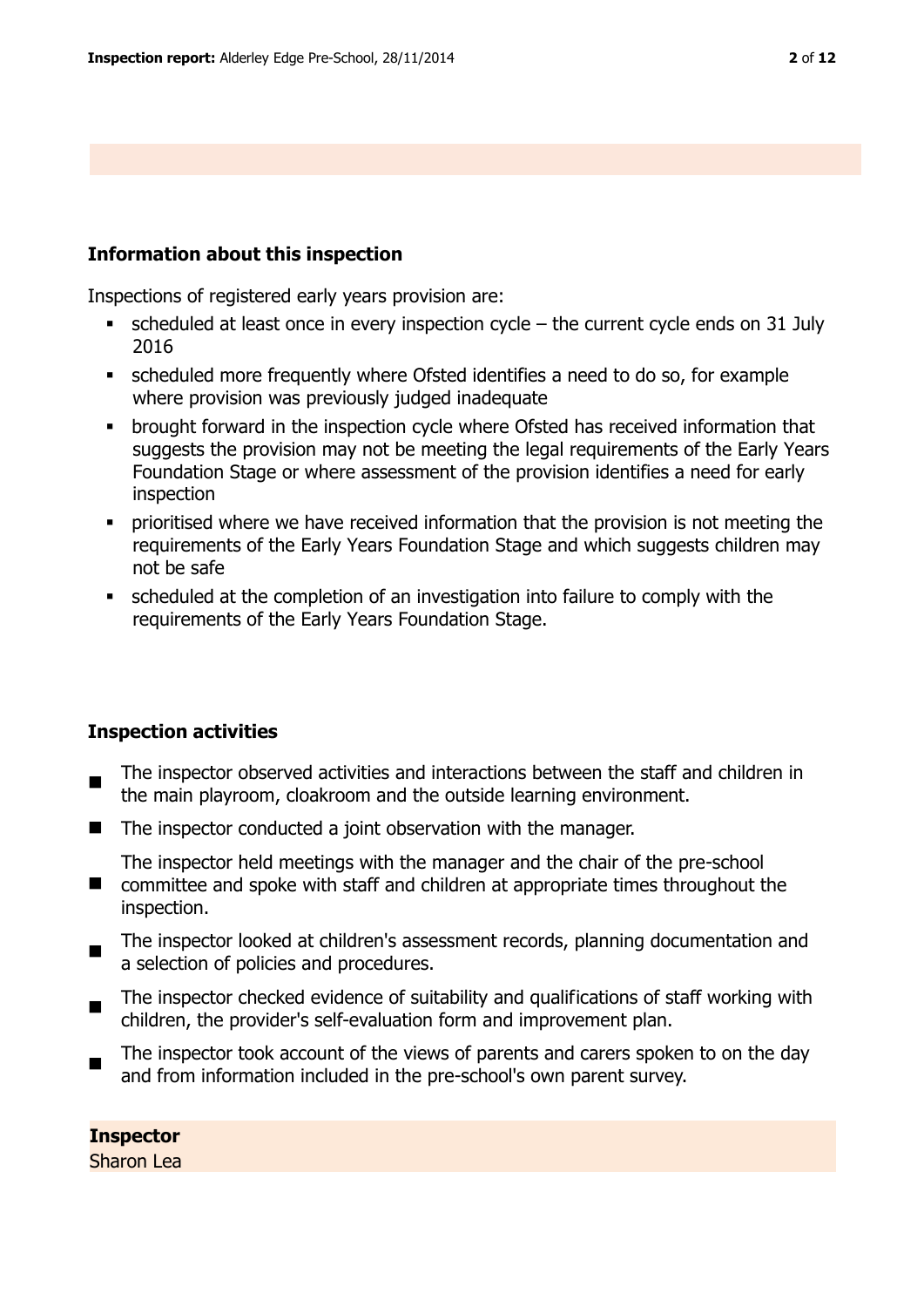## Information about this inspection

Inspections of registered early years provision are:

- scheduled at least once in every inspection cycle – the current cycle ends on 31 July 2016
- scheduled more frequently where Ofsted identifies a need to do so, for example where provision was previously judged inadequate
- brought forward in the inspection cycle where Ofsted has received information that suggests the provision may not be meeting the legal requirements of the Early Years Foundation Stage or where assessment of the provision identifies a need for early inspection
- prioritised where we have received information that the provision is not meeting the requirements of the Early Years Foundation Stage and which suggests children may not be safe
- scheduled at the completion of an investigation into failure to comply with the requirements of the Early Years Foundation Stage.

## Inspection activities

- The inspector observed activities and interactions between the staff and children in the main playroom, cloakroom and the outside learning environment.
- The inspector conducted a joint observation with the manager.
- The inspector held meetings with the manager and the chair of the pre-school committee and spoke with staff and children at appropriate times throughout the inspection.
- The inspector looked at children's assessment records, planning documentation and a selection of policies and procedures.
- The inspector checked evidence of suitability and qualifications of staff working with children, the provider's self-evaluation form and improvement plan.
- The inspector took account of the views of parents and carers spoken to on the day and from information included in the pre-school's own parent survey.

**Inspector**
Sharon Lea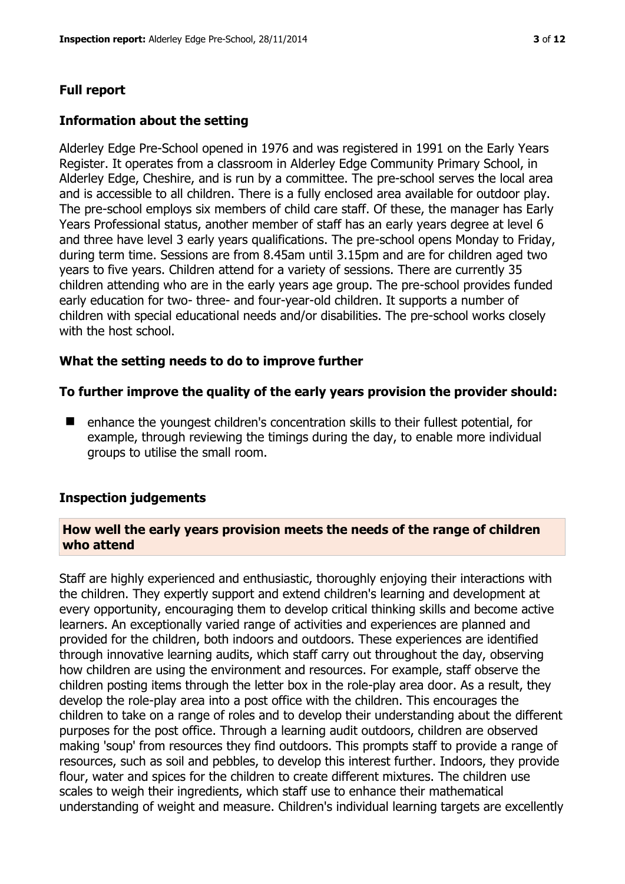## Full report

### Information about the setting

Alderley Edge Pre-School opened in 1976 and was registered in 1991 on the Early Years Register. It operates from a classroom in Alderley Edge Community Primary School, in Alderley Edge, Cheshire, and is run by a committee. The pre-school serves the local area and is accessible to all children. There is a fully enclosed area available for outdoor play. The pre-school employs six members of child care staff. Of these, the manager has Early Years Professional status, another member of staff has an early years degree at level 6 and three have level 3 early years qualifications. The pre-school opens Monday to Friday, during term time. Sessions are from 8.45am until 3.15pm and are for children aged two years to five years. Children attend for a variety of sessions. There are currently 35 children attending who are in the early years age group. The pre-school provides funded early education for two- three- and four-year-old children. It supports a number of children with special educational needs and/or disabilities. The pre-school works closely with the host school.

### What the setting needs to do to improve further

#### To further improve the quality of the early years provision the provider should:

- enhance the youngest children's concentration skills to their fullest potential, for example, through reviewing the timings during the day, to enable more individual groups to utilise the small room.

### Inspection judgements

#### How well the early years provision meets the needs of the range of children who attend

Staff are highly experienced and enthusiastic, thoroughly enjoying their interactions with the children. They expertly support and extend children's learning and development at every opportunity, encouraging them to develop critical thinking skills and become active learners. An exceptionally varied range of activities and experiences are planned and provided for the children, both indoors and outdoors. These experiences are identified through innovative learning audits, which staff carry out throughout the day, observing how children are using the environment and resources. For example, staff observe the children posting items through the letter box in the role-play area door. As a result, they develop the role-play area into a post office with the children. This encourages the children to take on a range of roles and to develop their understanding about the different purposes for the post office. Through a learning audit outdoors, children are observed making 'soup' from resources they find outdoors. This prompts staff to provide a range of resources, such as soil and pebbles, to develop this interest further. Indoors, they provide flour, water and spices for the children to create different mixtures. The children use scales to weigh their ingredients, which staff use to enhance their mathematical understanding of weight and measure. Children's individual learning targets are excellently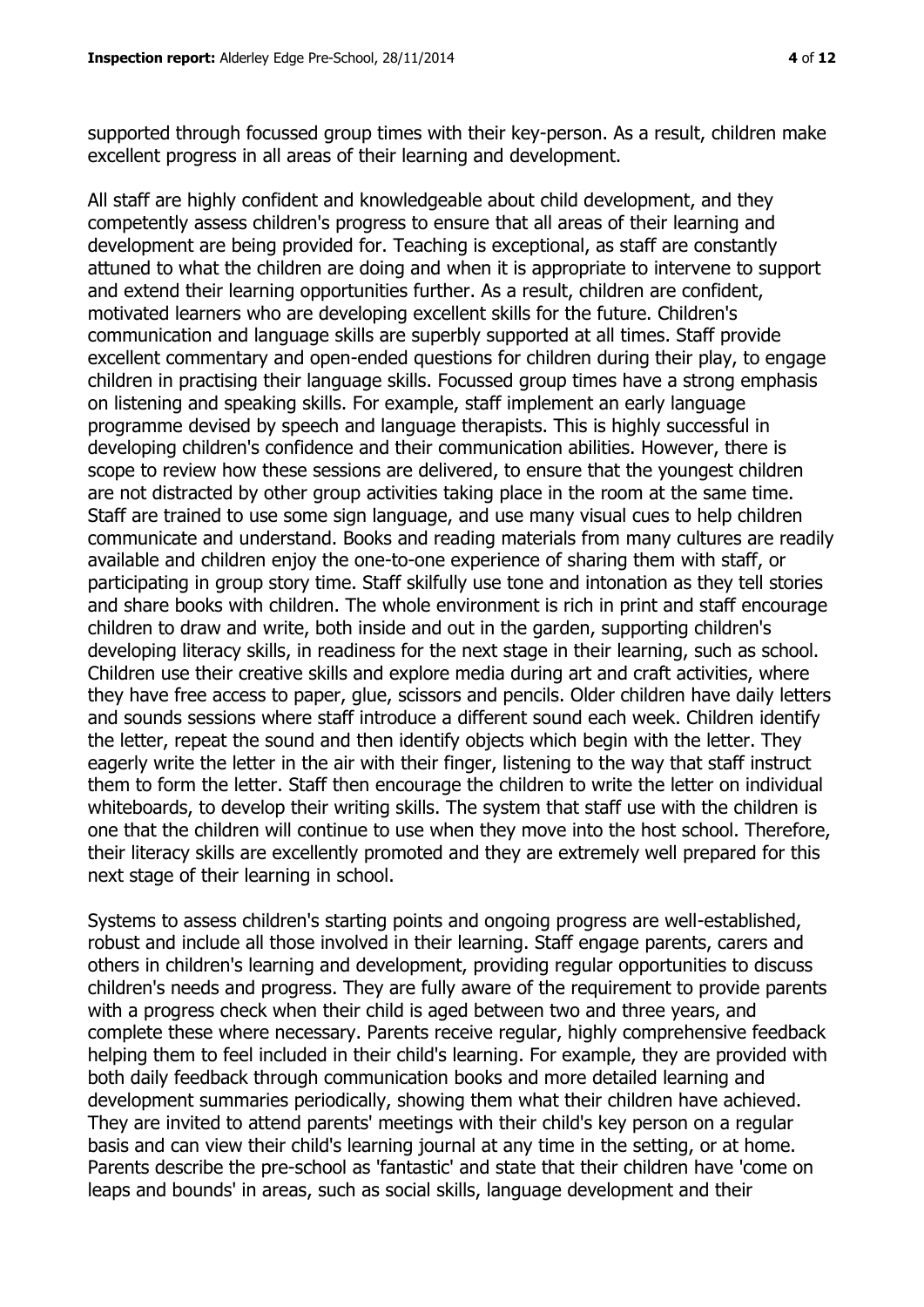supported through focussed group times with their key-person. As a result, children make excellent progress in all areas of their learning and development.

All staff are highly confident and knowledgeable about child development, and they competently assess children's progress to ensure that all areas of their learning and development are being provided for. Teaching is exceptional, as staff are constantly attuned to what the children are doing and when it is appropriate to intervene to support and extend their learning opportunities further. As a result, children are confident, motivated learners who are developing excellent skills for the future. Children's communication and language skills are superbly supported at all times. Staff provide excellent commentary and open-ended questions for children during their play, to engage children in practising their language skills. Focussed group times have a strong emphasis on listening and speaking skills. For example, staff implement an early language programme devised by speech and language therapists. This is highly successful in developing children's confidence and their communication abilities. However, there is scope to review how these sessions are delivered, to ensure that the youngest children are not distracted by other group activities taking place in the room at the same time. Staff are trained to use some sign language, and use many visual cues to help children communicate and understand. Books and reading materials from many cultures are readily available and children enjoy the one-to-one experience of sharing them with staff, or participating in group story time. Staff skilfully use tone and intonation as they tell stories and share books with children. The whole environment is rich in print and staff encourage children to draw and write, both inside and out in the garden, supporting children's developing literacy skills, in readiness for the next stage in their learning, such as school. Children use their creative skills and explore media during art and craft activities, where they have free access to paper, glue, scissors and pencils. Older children have daily letters and sounds sessions where staff introduce a different sound each week. Children identify the letter, repeat the sound and then identify objects which begin with the letter. They eagerly write the letter in the air with their finger, listening to the way that staff instruct them to form the letter. Staff then encourage the children to write the letter on individual whiteboards, to develop their writing skills. The system that staff use with the children is one that the children will continue to use when they move into the host school. Therefore, their literacy skills are excellently promoted and they are extremely well prepared for this next stage of their learning in school.

Systems to assess children's starting points and ongoing progress are well-established, robust and include all those involved in their learning. Staff engage parents, carers and others in children's learning and development, providing regular opportunities to discuss children's needs and progress. They are fully aware of the requirement to provide parents with a progress check when their child is aged between two and three years, and complete these where necessary. Parents receive regular, highly comprehensive feedback helping them to feel included in their child's learning. For example, they are provided with both daily feedback through communication books and more detailed learning and development summaries periodically, showing them what their children have achieved. They are invited to attend parents' meetings with their child's key person on a regular basis and can view their child's learning journal at any time in the setting, or at home. Parents describe the pre-school as 'fantastic' and state that their children have 'come on leaps and bounds' in areas, such as social skills, language development and their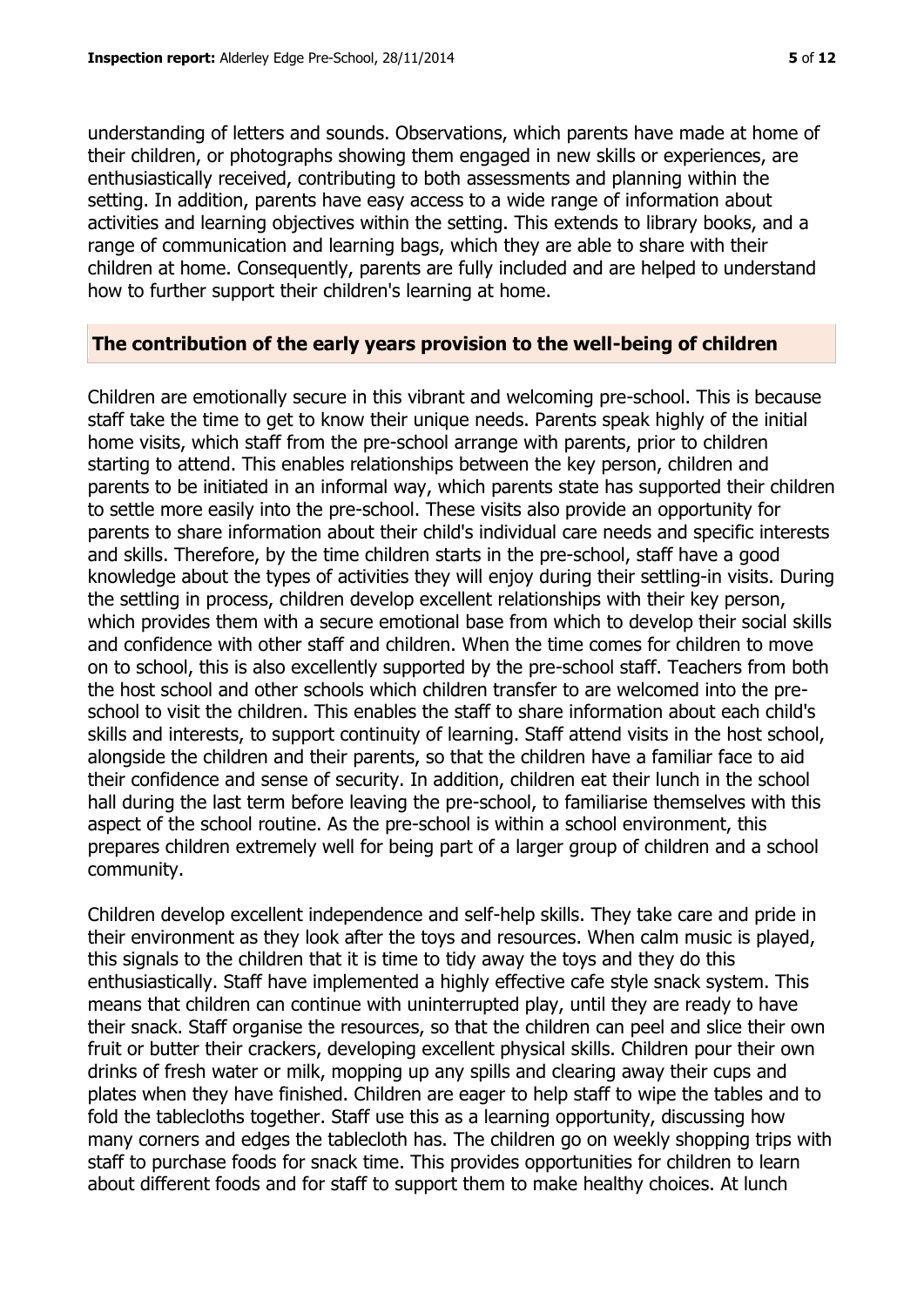understanding of letters and sounds. Observations, which parents have made at home of their children, or photographs showing them engaged in new skills or experiences, are enthusiastically received, contributing to both assessments and planning within the setting. In addition, parents have easy access to a wide range of information about activities and learning objectives within the setting. This extends to library books, and a range of communication and learning bags, which they are able to share with their children at home. Consequently, parents are fully included and are helped to understand how to further support their children's learning at home.

## The contribution of the early years provision to the well-being of children

Children are emotionally secure in this vibrant and welcoming pre-school. This is because staff take the time to get to know their unique needs. Parents speak highly of the initial home visits, which staff from the pre-school arrange with parents, prior to children starting to attend. This enables relationships between the key person, children and parents to be initiated in an informal way, which parents state has supported their children to settle more easily into the pre-school. These visits also provide an opportunity for parents to share information about their child's individual care needs and specific interests and skills. Therefore, by the time children starts in the pre-school, staff have a good knowledge about the types of activities they will enjoy during their settling-in visits. During the settling in process, children develop excellent relationships with their key person, which provides them with a secure emotional base from which to develop their social skills and confidence with other staff and children. When the time comes for children to move on to school, this is also excellently supported by the pre-school staff. Teachers from both the host school and other schools which children transfer to are welcomed into the pre-school to visit the children. This enables the staff to share information about each child's skills and interests, to support continuity of learning. Staff attend visits in the host school, alongside the children and their parents, so that the children have a familiar face to aid their confidence and sense of security. In addition, children eat their lunch in the school hall during the last term before leaving the pre-school, to familiarise themselves with this aspect of the school routine. As the pre-school is within a school environment, this prepares children extremely well for being part of a larger group of children and a school community.

Children develop excellent independence and self-help skills. They take care and pride in their environment as they look after the toys and resources. When calm music is played, this signals to the children that it is time to tidy away the toys and they do this enthusiastically. Staff have implemented a highly effective cafe style snack system. This means that children can continue with uninterrupted play, until they are ready to have their snack. Staff organise the resources, so that the children can peel and slice their own fruit or butter their crackers, developing excellent physical skills. Children pour their own drinks of fresh water or milk, mopping up any spills and clearing away their cups and plates when they have finished. Children are eager to help staff to wipe the tables and to fold the tablecloths together. Staff use this as a learning opportunity, discussing how many corners and edges the tablecloth has. The children go on weekly shopping trips with staff to purchase foods for snack time. This provides opportunities for children to learn about different foods and for staff to support them to make healthy choices. At lunch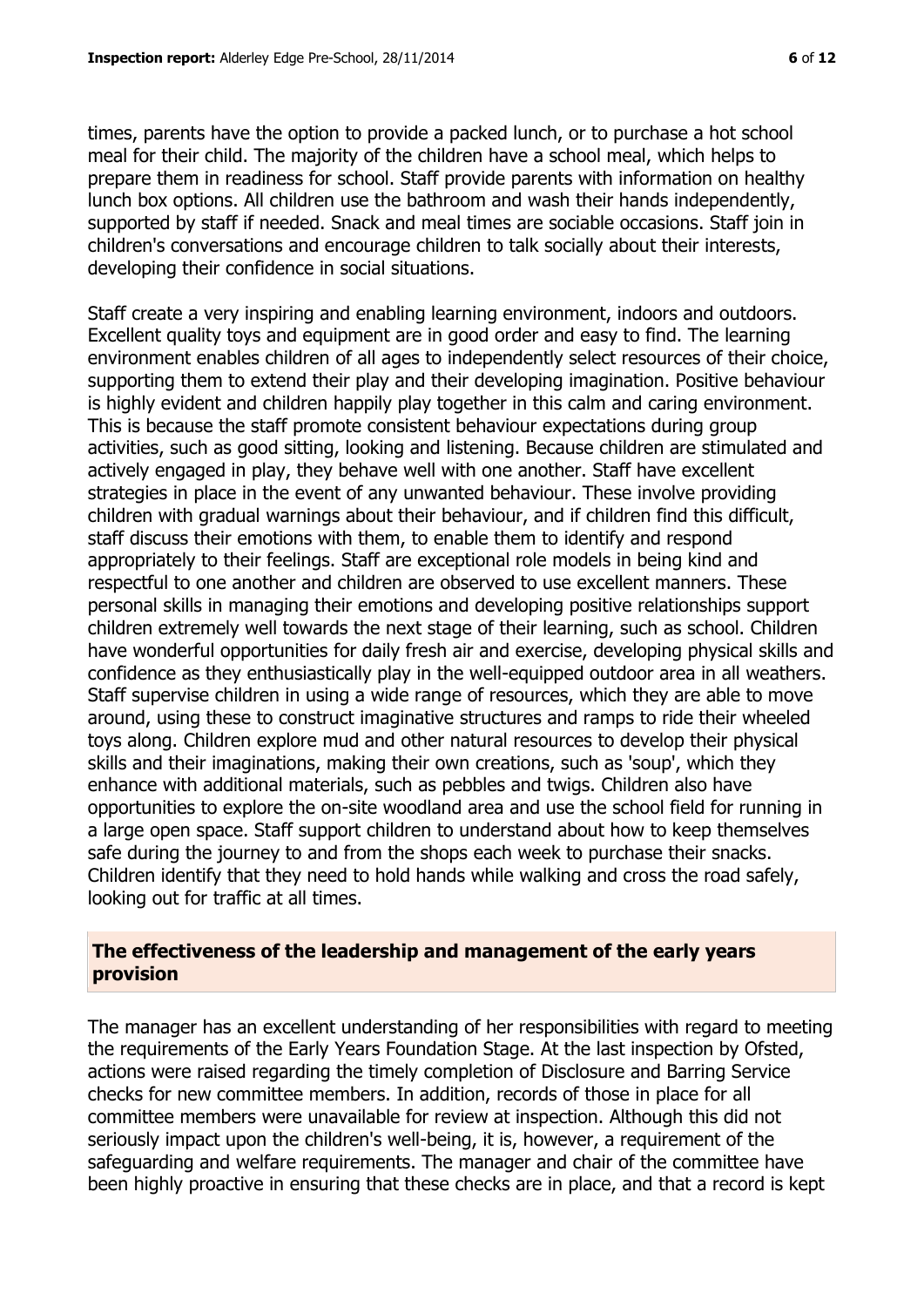times, parents have the option to provide a packed lunch, or to purchase a hot school meal for their child. The majority of the children have a school meal, which helps to prepare them in readiness for school. Staff provide parents with information on healthy lunch box options. All children use the bathroom and wash their hands independently, supported by staff if needed. Snack and meal times are sociable occasions. Staff join in children's conversations and encourage children to talk socially about their interests, developing their confidence in social situations.

Staff create a very inspiring and enabling learning environment, indoors and outdoors. Excellent quality toys and equipment are in good order and easy to find. The learning environment enables children of all ages to independently select resources of their choice, supporting them to extend their play and their developing imagination. Positive behaviour is highly evident and children happily play together in this calm and caring environment. This is because the staff promote consistent behaviour expectations during group activities, such as good sitting, looking and listening. Because children are stimulated and actively engaged in play, they behave well with one another. Staff have excellent strategies in place in the event of any unwanted behaviour. These involve providing children with gradual warnings about their behaviour, and if children find this difficult, staff discuss their emotions with them, to enable them to identify and respond appropriately to their feelings. Staff are exceptional role models in being kind and respectful to one another and children are observed to use excellent manners. These personal skills in managing their emotions and developing positive relationships support children extremely well towards the next stage of their learning, such as school. Children have wonderful opportunities for daily fresh air and exercise, developing physical skills and confidence as they enthusiastically play in the well-equipped outdoor area in all weathers. Staff supervise children in using a wide range of resources, which they are able to move around, using these to construct imaginative structures and ramps to ride their wheeled toys along. Children explore mud and other natural resources to develop their physical skills and their imaginations, making their own creations, such as 'soup', which they enhance with additional materials, such as pebbles and twigs. Children also have opportunities to explore the on-site woodland area and use the school field for running in a large open space. Staff support children to understand about how to keep themselves safe during the journey to and from the shops each week to purchase their snacks. Children identify that they need to hold hands while walking and cross the road safely, looking out for traffic at all times.

## The effectiveness of the leadership and management of the early years provision

The manager has an excellent understanding of her responsibilities with regard to meeting the requirements of the Early Years Foundation Stage. At the last inspection by Ofsted, actions were raised regarding the timely completion of Disclosure and Barring Service checks for new committee members. In addition, records of those in place for all committee members were unavailable for review at inspection. Although this did not seriously impact upon the children's well-being, it is, however, a requirement of the safeguarding and welfare requirements. The manager and chair of the committee have been highly proactive in ensuring that these checks are in place, and that a record is kept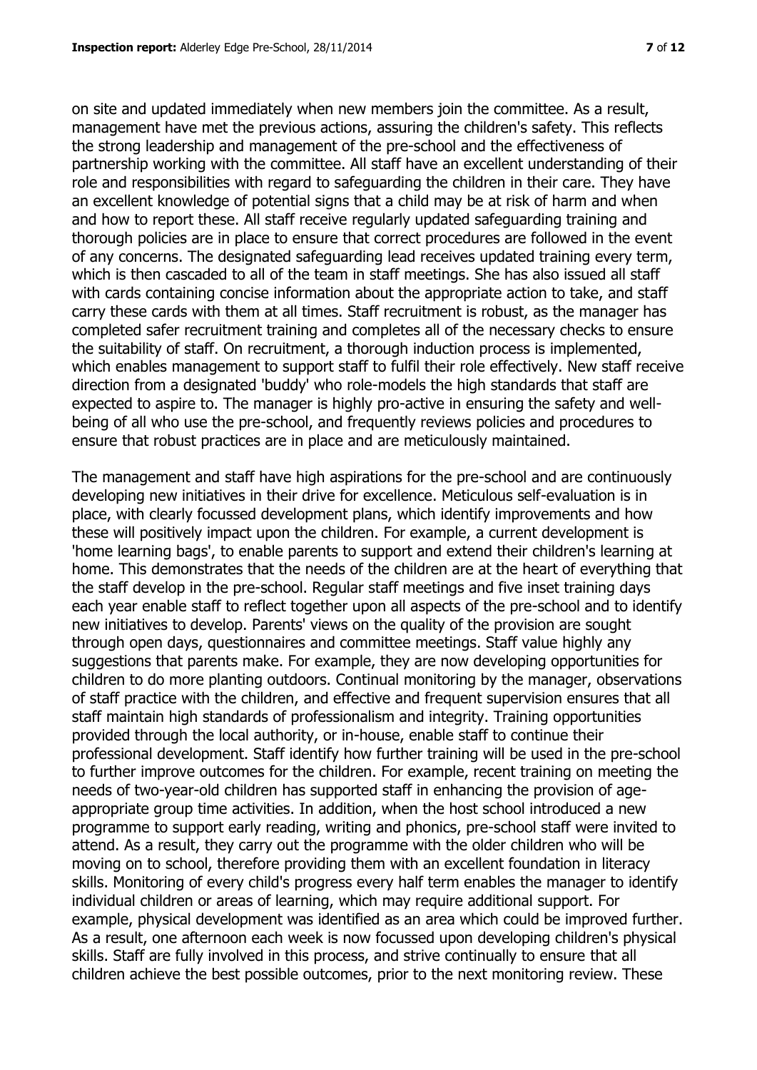on site and updated immediately when new members join the committee. As a result, management have met the previous actions, assuring the children's safety. This reflects the strong leadership and management of the pre-school and the effectiveness of partnership working with the committee. All staff have an excellent understanding of their role and responsibilities with regard to safeguarding the children in their care. They have an excellent knowledge of potential signs that a child may be at risk of harm and when and how to report these. All staff receive regularly updated safeguarding training and thorough policies are in place to ensure that correct procedures are followed in the event of any concerns. The designated safeguarding lead receives updated training every term, which is then cascaded to all of the team in staff meetings. She has also issued all staff with cards containing concise information about the appropriate action to take, and staff carry these cards with them at all times. Staff recruitment is robust, as the manager has completed safer recruitment training and completes all of the necessary checks to ensure the suitability of staff. On recruitment, a thorough induction process is implemented, which enables management to support staff to fulfil their role effectively. New staff receive direction from a designated 'buddy' who role-models the high standards that staff are expected to aspire to. The manager is highly pro-active in ensuring the safety and well-being of all who use the pre-school, and frequently reviews policies and procedures to ensure that robust practices are in place and are meticulously maintained.

The management and staff have high aspirations for the pre-school and are continuously developing new initiatives in their drive for excellence. Meticulous self-evaluation is in place, with clearly focussed development plans, which identify improvements and how these will positively impact upon the children. For example, a current development is 'home learning bags', to enable parents to support and extend their children's learning at home. This demonstrates that the needs of the children are at the heart of everything that the staff develop in the pre-school. Regular staff meetings and five inset training days each year enable staff to reflect together upon all aspects of the pre-school and to identify new initiatives to develop. Parents' views on the quality of the provision are sought through open days, questionnaires and committee meetings. Staff value highly any suggestions that parents make. For example, they are now developing opportunities for children to do more planting outdoors. Continual monitoring by the manager, observations of staff practice with the children, and effective and frequent supervision ensures that all staff maintain high standards of professionalism and integrity. Training opportunities provided through the local authority, or in-house, enable staff to continue their professional development. Staff identify how further training will be used in the pre-school to further improve outcomes for the children. For example, recent training on meeting the needs of two-year-old children has supported staff in enhancing the provision of age-appropriate group time activities. In addition, when the host school introduced a new programme to support early reading, writing and phonics, pre-school staff were invited to attend. As a result, they carry out the programme with the older children who will be moving on to school, therefore providing them with an excellent foundation in literacy skills. Monitoring of every child's progress every half term enables the manager to identify individual children or areas of learning, which may require additional support. For example, physical development was identified as an area which could be improved further. As a result, one afternoon each week is now focussed upon developing children's physical skills. Staff are fully involved in this process, and strive continually to ensure that all children achieve the best possible outcomes, prior to the next monitoring review. These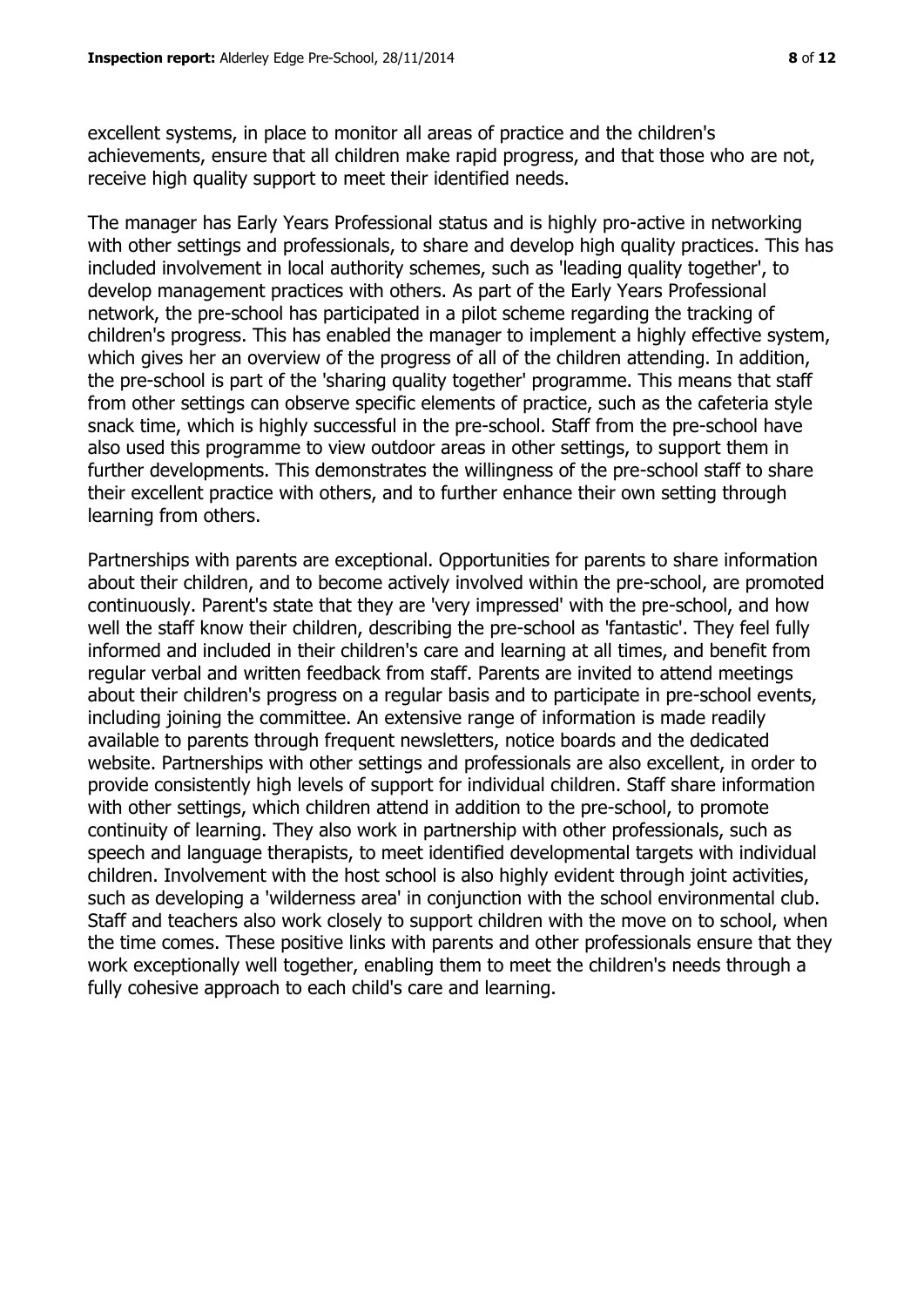excellent systems, in place to monitor all areas of practice and the children's achievements, ensure that all children make rapid progress, and that those who are not, receive high quality support to meet their identified needs.

The manager has Early Years Professional status and is highly pro-active in networking with other settings and professionals, to share and develop high quality practices. This has included involvement in local authority schemes, such as 'leading quality together', to develop management practices with others. As part of the Early Years Professional network, the pre-school has participated in a pilot scheme regarding the tracking of children's progress. This has enabled the manager to implement a highly effective system, which gives her an overview of the progress of all of the children attending. In addition, the pre-school is part of the 'sharing quality together' programme. This means that staff from other settings can observe specific elements of practice, such as the cafeteria style snack time, which is highly successful in the pre-school. Staff from the pre-school have also used this programme to view outdoor areas in other settings, to support them in further developments. This demonstrates the willingness of the pre-school staff to share their excellent practice with others, and to further enhance their own setting through learning from others.

Partnerships with parents are exceptional. Opportunities for parents to share information about their children, and to become actively involved within the pre-school, are promoted continuously. Parent's state that they are 'very impressed' with the pre-school, and how well the staff know their children, describing the pre-school as 'fantastic'. They feel fully informed and included in their children's care and learning at all times, and benefit from regular verbal and written feedback from staff. Parents are invited to attend meetings about their children's progress on a regular basis and to participate in pre-school events, including joining the committee. An extensive range of information is made readily available to parents through frequent newsletters, notice boards and the dedicated website. Partnerships with other settings and professionals are also excellent, in order to provide consistently high levels of support for individual children. Staff share information with other settings, which children attend in addition to the pre-school, to promote continuity of learning. They also work in partnership with other professionals, such as speech and language therapists, to meet identified developmental targets with individual children. Involvement with the host school is also highly evident through joint activities, such as developing a 'wilderness area' in conjunction with the school environmental club. Staff and teachers also work closely to support children with the move on to school, when the time comes. These positive links with parents and other professionals ensure that they work exceptionally well together, enabling them to meet the children's needs through a fully cohesive approach to each child's care and learning.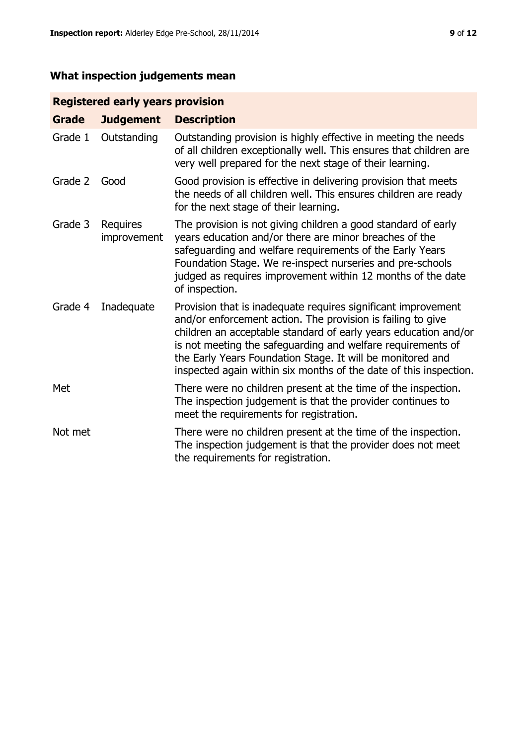## What inspection judgements mean

| Registered early years provision | | |
|---|---|---|
| **Grade** | **Judgement** | **Description** |
| Grade 1 | Outstanding | Outstanding provision is highly effective in meeting the needs of all children exceptionally well. This ensures that children are very well prepared for the next stage of their learning. |
| Grade 2 | Good | Good provision is effective in delivering provision that meets the needs of all children well. This ensures children are ready for the next stage of their learning. |
| Grade 3 | Requires improvement | The provision is not giving children a good standard of early years education and/or there are minor breaches of the safeguarding and welfare requirements of the Early Years Foundation Stage. We re-inspect nurseries and pre-schools judged as requires improvement within 12 months of the date of inspection. |
| Grade 4 | Inadequate | Provision that is inadequate requires significant improvement and/or enforcement action. The provision is failing to give children an acceptable standard of early years education and/or is not meeting the safeguarding and welfare requirements of the Early Years Foundation Stage. It will be monitored and inspected again within six months of the date of this inspection. |
| Met | | There were no children present at the time of the inspection. The inspection judgement is that the provider continues to meet the requirements for registration. |
| Not met | | There were no children present at the time of the inspection. The inspection judgement is that the provider does not meet the requirements for registration. |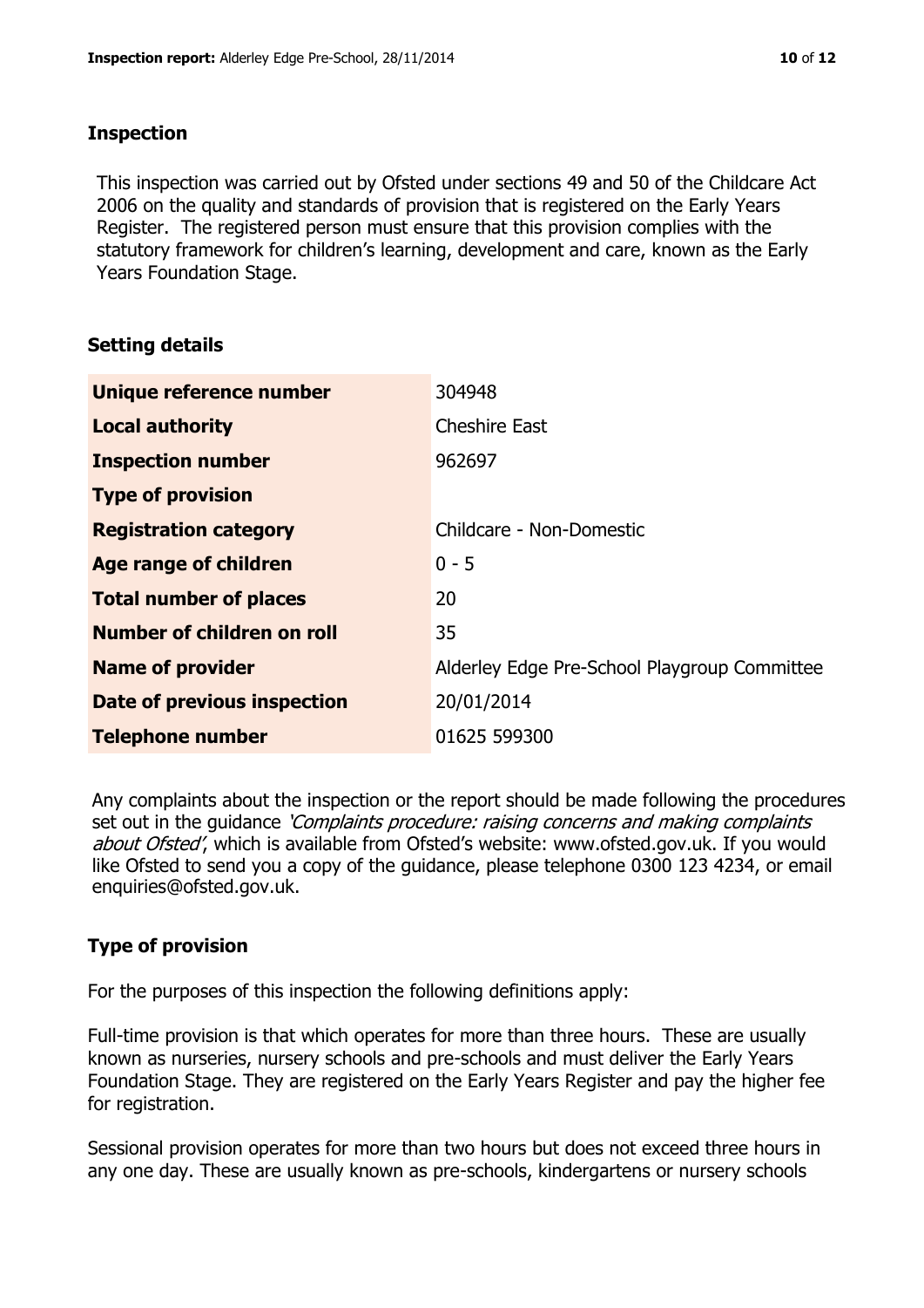## Inspection

This inspection was carried out by Ofsted under sections 49 and 50 of the Childcare Act 2006 on the quality and standards of provision that is registered on the Early Years Register. The registered person must ensure that this provision complies with the statutory framework for children's learning, development and care, known as the Early Years Foundation Stage.

## Setting details

| | |
|---|---|
| **Unique reference number** | 304948 |
| **Local authority** | Cheshire East |
| **Inspection number** | 962697 |
| **Type of provision** | |
| **Registration category** | Childcare - Non-Domestic |
| **Age range of children** | 0 - 5 |
| **Total number of places** | 20 |
| **Number of children on roll** | 35 |
| **Name of provider** | Alderley Edge Pre-School Playgroup Committee |
| **Date of previous inspection** | 20/01/2014 |
| **Telephone number** | 01625 599300 |

Any complaints about the inspection or the report should be made following the procedures set out in the guidance *'Complaints procedure: raising concerns and making complaints about Ofsted'*, which is available from Ofsted's website: www.ofsted.gov.uk. If you would like Ofsted to send you a copy of the guidance, please telephone 0300 123 4234, or email enquiries@ofsted.gov.uk.

## Type of provision

For the purposes of this inspection the following definitions apply:

Full-time provision is that which operates for more than three hours. These are usually known as nurseries, nursery schools and pre-schools and must deliver the Early Years Foundation Stage. They are registered on the Early Years Register and pay the higher fee for registration.

Sessional provision operates for more than two hours but does not exceed three hours in any one day. These are usually known as pre-schools, kindergartens or nursery schools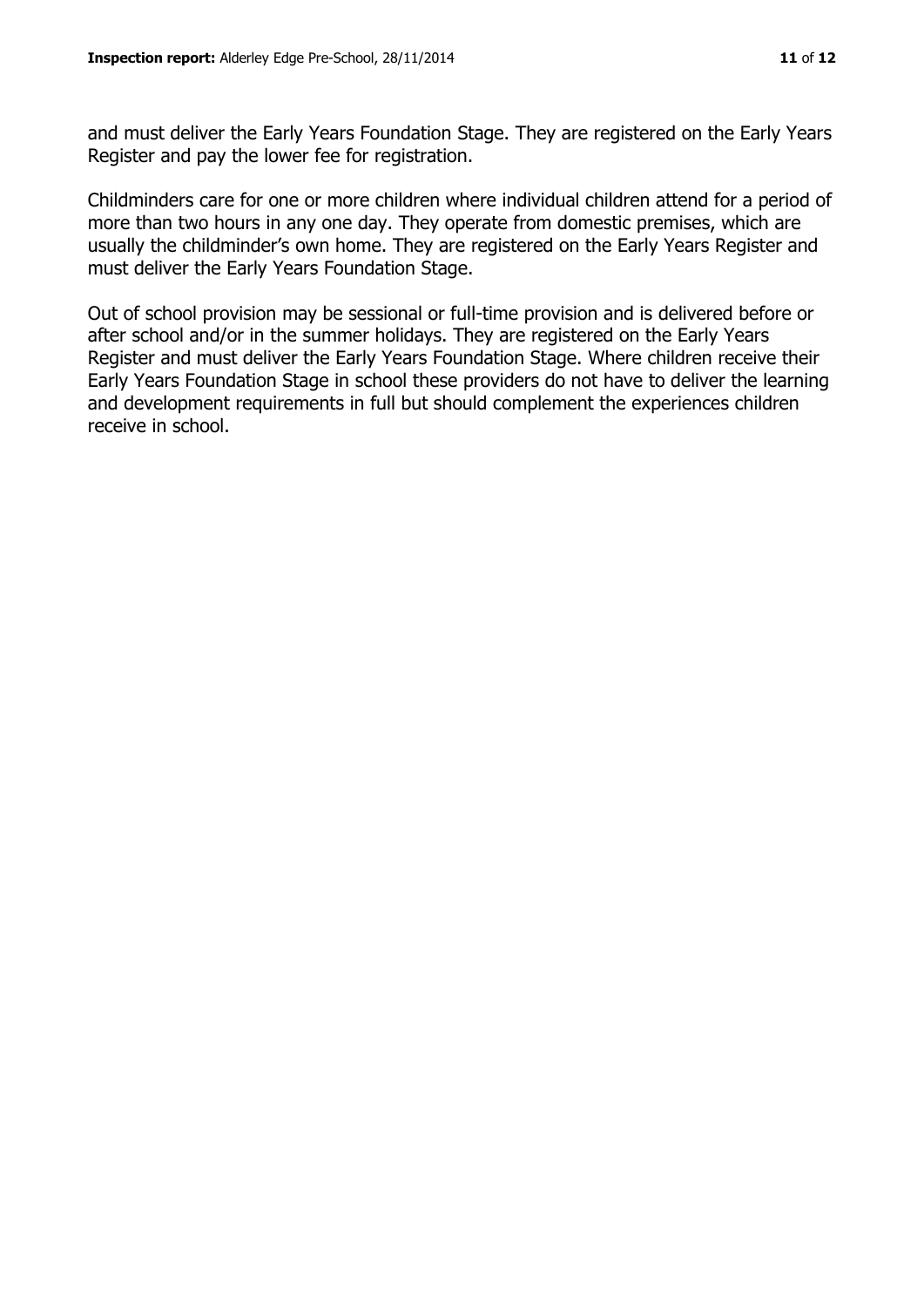and must deliver the Early Years Foundation Stage. They are registered on the Early Years Register and pay the lower fee for registration.

Childminders care for one or more children where individual children attend for a period of more than two hours in any one day. They operate from domestic premises, which are usually the childminder's own home. They are registered on the Early Years Register and must deliver the Early Years Foundation Stage.

Out of school provision may be sessional or full-time provision and is delivered before or after school and/or in the summer holidays. They are registered on the Early Years Register and must deliver the Early Years Foundation Stage. Where children receive their Early Years Foundation Stage in school these providers do not have to deliver the learning and development requirements in full but should complement the experiences children receive in school.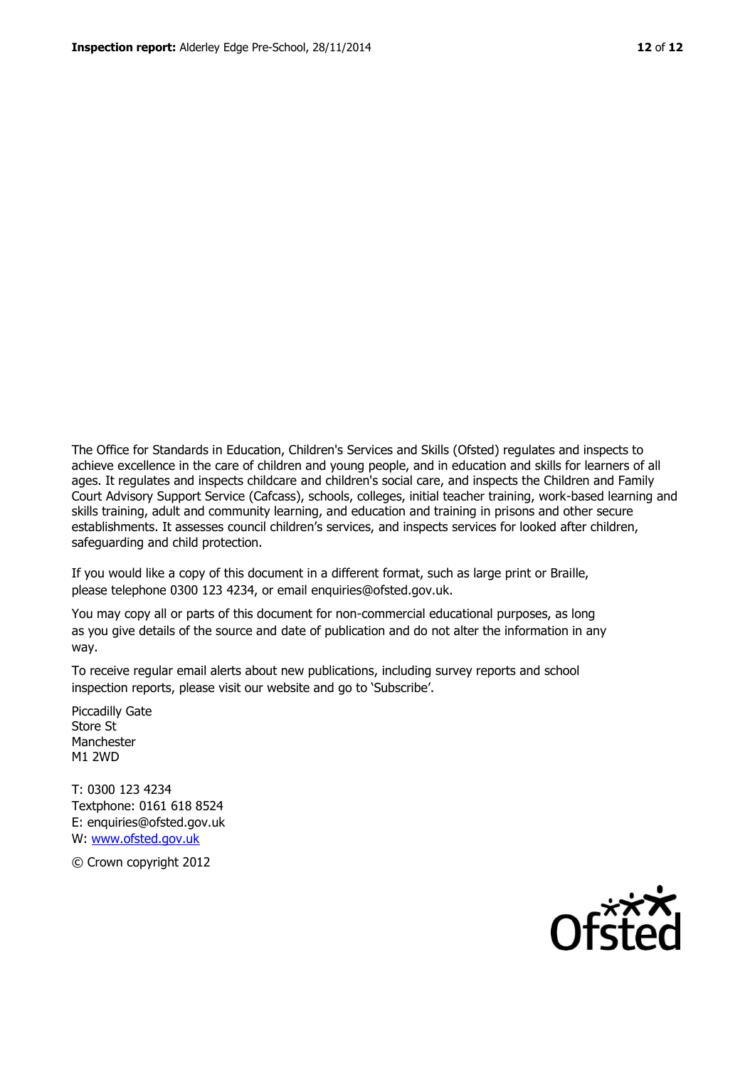The Office for Standards in Education, Children's Services and Skills (Ofsted) regulates and inspects to achieve excellence in the care of children and young people, and in education and skills for learners of all ages. It regulates and inspects childcare and children's social care, and inspects the Children and Family Court Advisory Support Service (Cafcass), schools, colleges, initial teacher training, work-based learning and skills training, adult and community learning, and education and training in prisons and other secure establishments. It assesses council children's services, and inspects services for looked after children, safeguarding and child protection.

If you would like a copy of this document in a different format, such as large print or Braille, please telephone 0300 123 4234, or email enquiries@ofsted.gov.uk.

You may copy all or parts of this document for non-commercial educational purposes, as long as you give details of the source and date of publication and do not alter the information in any way.

To receive regular email alerts about new publications, including survey reports and school inspection reports, please visit our website and go to 'Subscribe'.

Piccadilly Gate
Store St
Manchester
M1 2WD

T: 0300 123 4234
Textphone: 0161 618 8524
E: enquiries@ofsted.gov.uk
W: [www.ofsted.gov.uk](http://www.ofsted.gov.uk)

© Crown copyright 2012

Ofsted